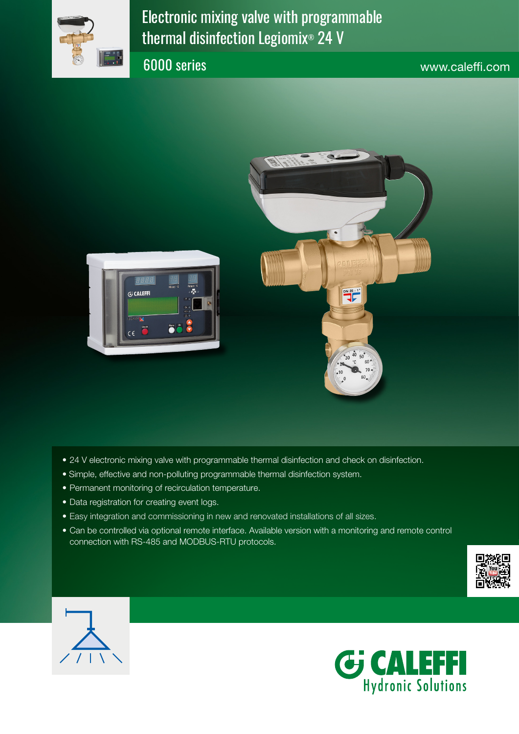# Electronic mixing valve with programmable thermal disinfection Legiomix® 24 V

## 6000 series

www.caleffi.com

- 24 V electronic mixing valve with programmable thermal disinfection and check on disinfection.
- Simple, effective and non-polluting programmable thermal disinfection system.
- Permanent monitoring of recirculation temperature.
- Data registration for creating event logs.
- Easy integration and commissioning in new and renovated installations of all sizes.
- Can be controlled via optional remote interface. Available version with a monitoring and remote control connection with RS-485 and MODBUS-RTU protocols.

CALEFFI
Hydronic Solutions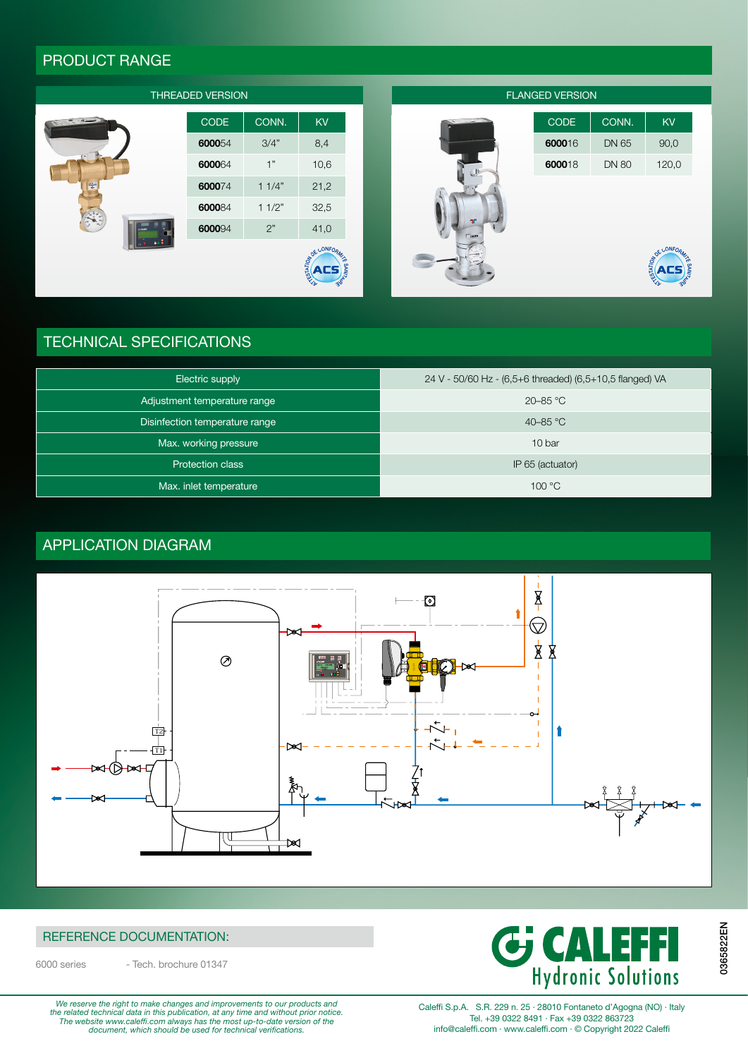## PRODUCT RANGE

### THREADED VERSION

| CODE | CONN. | KV |
|---|---|---|
| **600**054 | 3/4" | 8,4 |
| **600**064 | 1" | 10,6 |
| **600**074 | 1 1/4" | 21,2 |
| **600**084 | 1 1/2" | 32,5 |
| **600**094 | 2" | 41,0 |

### FLANGED VERSION

| CODE | CONN. | KV |
|---|---|---|
| **600**016 | DN 65 | 90,0 |
| **600**018 | DN 80 | 120,0 |

## TECHNICAL SPECIFICATIONS

| | |
|---|---|
| Electric supply | 24 V - 50/60 Hz - (6,5+6 threaded) (6,5+10,5 flanged) VA |
| Adjustment temperature range | 20–85 °C |
| Disinfection temperature range | 40–85 °C |
| Max. working pressure | 10 bar |
| Protection class | IP 65 (actuator) |
| Max. inlet temperature | 100 °C |

## APPLICATION DIAGRAM

T2

T1

## REFERENCE DOCUMENTATION:

6000 series - Tech. brochure 01347

CALEFFI Hydronic Solutions

0365822EN

*We reserve the right to make changes and improvements to our products and the related technical data in this publication, at any time and without prior notice. The website www.caleffi.com always has the most up-to-date version of the document, which should be used for technical verifications.*

Caleffi S.p.A. S.R. 229 n. 25 · 28010 Fontaneto d'Agogna (NO) · Italy
Tel. +39 0322 8491 · Fax +39 0322 863723
info@caleffi.com · www.caleffi.com · © Copyright 2022 Caleffi